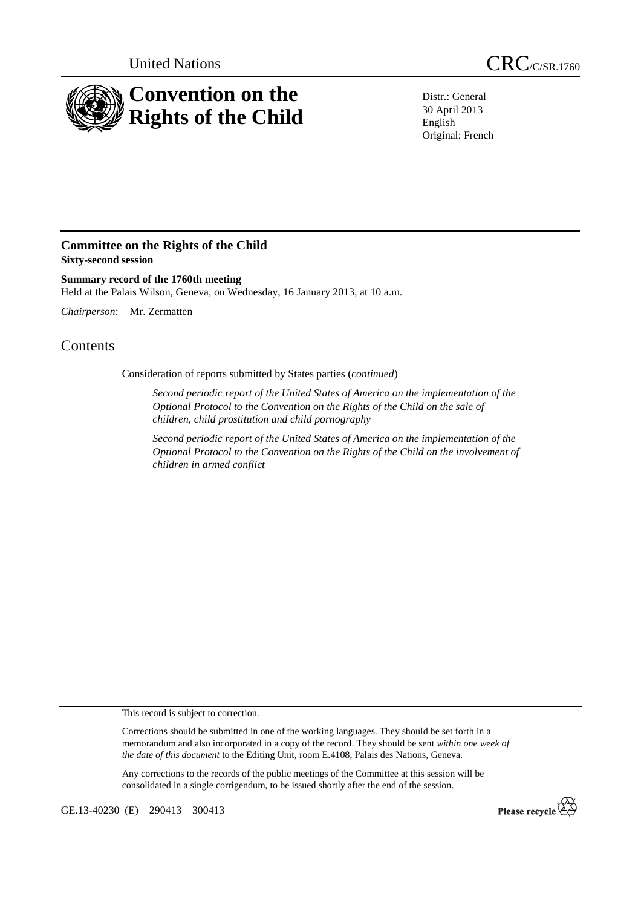United Nations CRC/C/SR.1760

# Convention on the Rights of the Child

Distr.: General
30 April 2013
English
Original: French

## Committee on the Rights of the Child

**Sixty-second session**

**Summary record of the 1760th meeting**

Held at the Palais Wilson, Geneva, on Wednesday, 16 January 2013, at 10 a.m.

*Chairperson*: Mr. Zermatten

# Contents

Consideration of reports submitted by States parties (*continued*)

*Second periodic report of the United States of America on the implementation of the Optional Protocol to the Convention on the Rights of the Child on the sale of children, child prostitution and child pornography*

*Second periodic report of the United States of America on the implementation of the Optional Protocol to the Convention on the Rights of the Child on the involvement of children in armed conflict*

This record is subject to correction.

Corrections should be submitted in one of the working languages. They should be set forth in a memorandum and also incorporated in a copy of the record. They should be sent *within one week of the date of this document* to the Editing Unit, room E.4108, Palais des Nations, Geneva.

Any corrections to the records of the public meetings of the Committee at this session will be consolidated in a single corrigendum, to be issued shortly after the end of the session.

GE.13-40230 (E) 290413 300413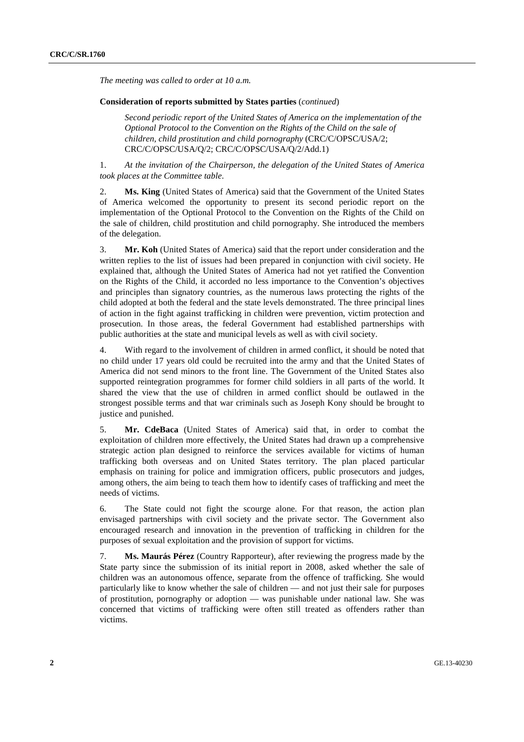*The meeting was called to order at 10 a.m.*

**Consideration of reports submitted by States parties** (*continued*)

*Second periodic report of the United States of America on the implementation of the Optional Protocol to the Convention on the Rights of the Child on the sale of children, child prostitution and child pornography* (CRC/C/OPSC/USA/2; CRC/C/OPSC/USA/Q/2; CRC/C/OPSC/USA/Q/2/Add.1)

1. *At the invitation of the Chairperson, the delegation of the United States of America took places at the Committee table.*

2. **Ms. King** (United States of America) said that the Government of the United States of America welcomed the opportunity to present its second periodic report on the implementation of the Optional Protocol to the Convention on the Rights of the Child on the sale of children, child prostitution and child pornography. She introduced the members of the delegation.

3. **Mr. Koh** (United States of America) said that the report under consideration and the written replies to the list of issues had been prepared in conjunction with civil society. He explained that, although the United States of America had not yet ratified the Convention on the Rights of the Child, it accorded no less importance to the Convention's objectives and principles than signatory countries, as the numerous laws protecting the rights of the child adopted at both the federal and the state levels demonstrated. The three principal lines of action in the fight against trafficking in children were prevention, victim protection and prosecution. In those areas, the federal Government had established partnerships with public authorities at the state and municipal levels as well as with civil society.

4. With regard to the involvement of children in armed conflict, it should be noted that no child under 17 years old could be recruited into the army and that the United States of America did not send minors to the front line. The Government of the United States also supported reintegration programmes for former child soldiers in all parts of the world. It shared the view that the use of children in armed conflict should be outlawed in the strongest possible terms and that war criminals such as Joseph Kony should be brought to justice and punished.

5. **Mr. CdeBaca** (United States of America) said that, in order to combat the exploitation of children more effectively, the United States had drawn up a comprehensive strategic action plan designed to reinforce the services available for victims of human trafficking both overseas and on United States territory. The plan placed particular emphasis on training for police and immigration officers, public prosecutors and judges, among others, the aim being to teach them how to identify cases of trafficking and meet the needs of victims.

6. The State could not fight the scourge alone. For that reason, the action plan envisaged partnerships with civil society and the private sector. The Government also encouraged research and innovation in the prevention of trafficking in children for the purposes of sexual exploitation and the provision of support for victims.

7. **Ms. Maurás Pérez** (Country Rapporteur), after reviewing the progress made by the State party since the submission of its initial report in 2008, asked whether the sale of children was an autonomous offence, separate from the offence of trafficking. She would particularly like to know whether the sale of children — and not just their sale for purposes of prostitution, pornography or adoption — was punishable under national law. She was concerned that victims of trafficking were often still treated as offenders rather than victims.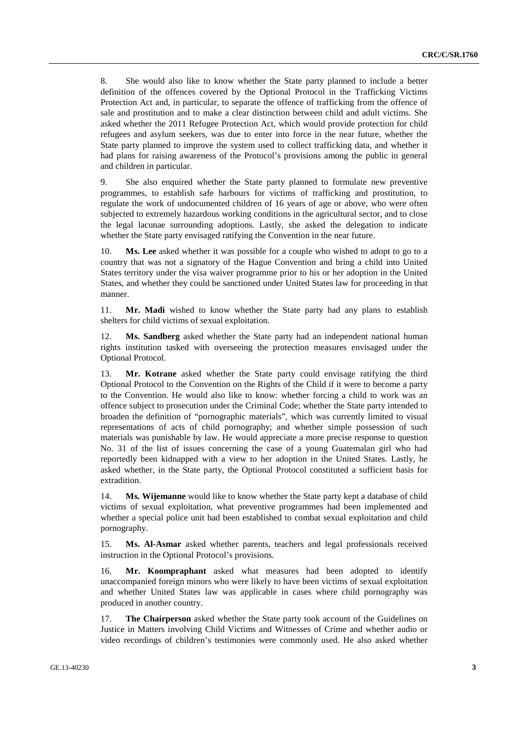8. She would also like to know whether the State party planned to include a better definition of the offences covered by the Optional Protocol in the Trafficking Victims Protection Act and, in particular, to separate the offence of trafficking from the offence of sale and prostitution and to make a clear distinction between child and adult victims. She asked whether the 2011 Refugee Protection Act, which would provide protection for child refugees and asylum seekers, was due to enter into force in the near future, whether the State party planned to improve the system used to collect trafficking data, and whether it had plans for raising awareness of the Protocol's provisions among the public in general and children in particular.

9. She also enquired whether the State party planned to formulate new preventive programmes, to establish safe harbours for victims of trafficking and prostitution, to regulate the work of undocumented children of 16 years of age or above, who were often subjected to extremely hazardous working conditions in the agricultural sector, and to close the legal lacunae surrounding adoptions. Lastly, she asked the delegation to indicate whether the State party envisaged ratifying the Convention in the near future.

10. **Ms. Lee** asked whether it was possible for a couple who wished to adopt to go to a country that was not a signatory of the Hague Convention and bring a child into United States territory under the visa waiver programme prior to his or her adoption in the United States, and whether they could be sanctioned under United States law for proceeding in that manner.

11. **Mr. Madi** wished to know whether the State party had any plans to establish shelters for child victims of sexual exploitation.

12. **Ms. Sandberg** asked whether the State party had an independent national human rights institution tasked with overseeing the protection measures envisaged under the Optional Protocol.

13. **Mr. Kotrane** asked whether the State party could envisage ratifying the third Optional Protocol to the Convention on the Rights of the Child if it were to become a party to the Convention. He would also like to know: whether forcing a child to work was an offence subject to prosecution under the Criminal Code; whether the State party intended to broaden the definition of "pornographic materials", which was currently limited to visual representations of acts of child pornography; and whether simple possession of such materials was punishable by law. He would appreciate a more precise response to question No. 31 of the list of issues concerning the case of a young Guatemalan girl who had reportedly been kidnapped with a view to her adoption in the United States. Lastly, he asked whether, in the State party, the Optional Protocol constituted a sufficient basis for extradition.

14. **Ms. Wijemanne** would like to know whether the State party kept a database of child victims of sexual exploitation, what preventive programmes had been implemented and whether a special police unit had been established to combat sexual exploitation and child pornography.

15. **Ms. Al-Asmar** asked whether parents, teachers and legal professionals received instruction in the Optional Protocol's provisions.

16. **Mr. Koompraphant** asked what measures had been adopted to identify unaccompanied foreign minors who were likely to have been victims of sexual exploitation and whether United States law was applicable in cases where child pornography was produced in another country.

17. **The Chairperson** asked whether the State party took account of the Guidelines on Justice in Matters involving Child Victims and Witnesses of Crime and whether audio or video recordings of children's testimonies were commonly used. He also asked whether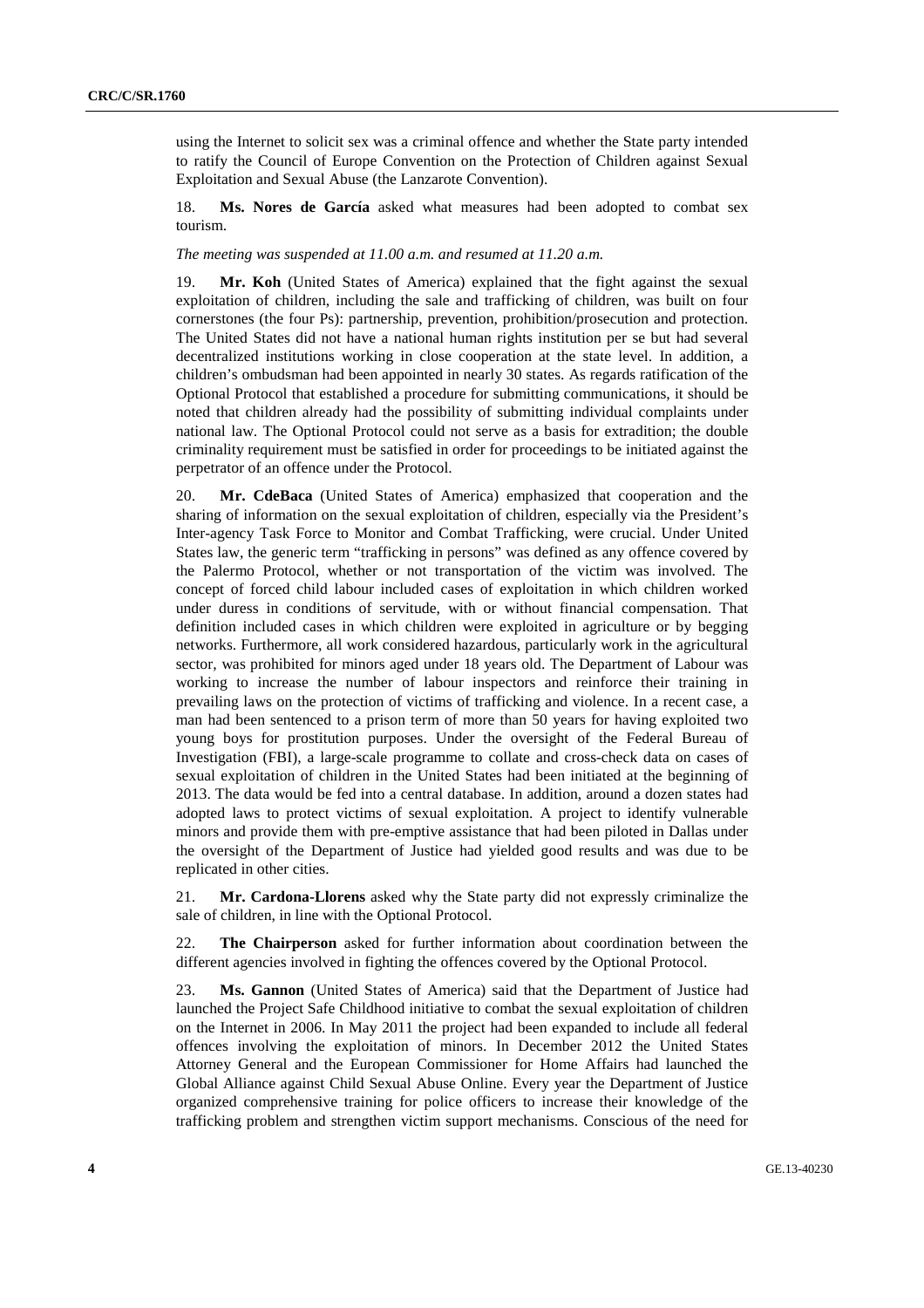using the Internet to solicit sex was a criminal offence and whether the State party intended to ratify the Council of Europe Convention on the Protection of Children against Sexual Exploitation and Sexual Abuse (the Lanzarote Convention).

18. **Ms. Nores de García** asked what measures had been adopted to combat sex tourism.

*The meeting was suspended at 11.00 a.m. and resumed at 11.20 a.m.*

19. **Mr. Koh** (United States of America) explained that the fight against the sexual exploitation of children, including the sale and trafficking of children, was built on four cornerstones (the four Ps): partnership, prevention, prohibition/prosecution and protection. The United States did not have a national human rights institution per se but had several decentralized institutions working in close cooperation at the state level. In addition, a children's ombudsman had been appointed in nearly 30 states. As regards ratification of the Optional Protocol that established a procedure for submitting communications, it should be noted that children already had the possibility of submitting individual complaints under national law. The Optional Protocol could not serve as a basis for extradition; the double criminality requirement must be satisfied in order for proceedings to be initiated against the perpetrator of an offence under the Protocol.

20. **Mr. CdeBaca** (United States of America) emphasized that cooperation and the sharing of information on the sexual exploitation of children, especially via the President's Inter-agency Task Force to Monitor and Combat Trafficking, were crucial. Under United States law, the generic term "trafficking in persons" was defined as any offence covered by the Palermo Protocol, whether or not transportation of the victim was involved. The concept of forced child labour included cases of exploitation in which children worked under duress in conditions of servitude, with or without financial compensation. That definition included cases in which children were exploited in agriculture or by begging networks. Furthermore, all work considered hazardous, particularly work in the agricultural sector, was prohibited for minors aged under 18 years old. The Department of Labour was working to increase the number of labour inspectors and reinforce their training in prevailing laws on the protection of victims of trafficking and violence. In a recent case, a man had been sentenced to a prison term of more than 50 years for having exploited two young boys for prostitution purposes. Under the oversight of the Federal Bureau of Investigation (FBI), a large-scale programme to collate and cross-check data on cases of sexual exploitation of children in the United States had been initiated at the beginning of 2013. The data would be fed into a central database. In addition, around a dozen states had adopted laws to protect victims of sexual exploitation. A project to identify vulnerable minors and provide them with pre-emptive assistance that had been piloted in Dallas under the oversight of the Department of Justice had yielded good results and was due to be replicated in other cities.

21. **Mr. Cardona-Llorens** asked why the State party did not expressly criminalize the sale of children, in line with the Optional Protocol.

22. **The Chairperson** asked for further information about coordination between the different agencies involved in fighting the offences covered by the Optional Protocol.

23. **Ms. Gannon** (United States of America) said that the Department of Justice had launched the Project Safe Childhood initiative to combat the sexual exploitation of children on the Internet in 2006. In May 2011 the project had been expanded to include all federal offences involving the exploitation of minors. In December 2012 the United States Attorney General and the European Commissioner for Home Affairs had launched the Global Alliance against Child Sexual Abuse Online. Every year the Department of Justice organized comprehensive training for police officers to increase their knowledge of the trafficking problem and strengthen victim support mechanisms. Conscious of the need for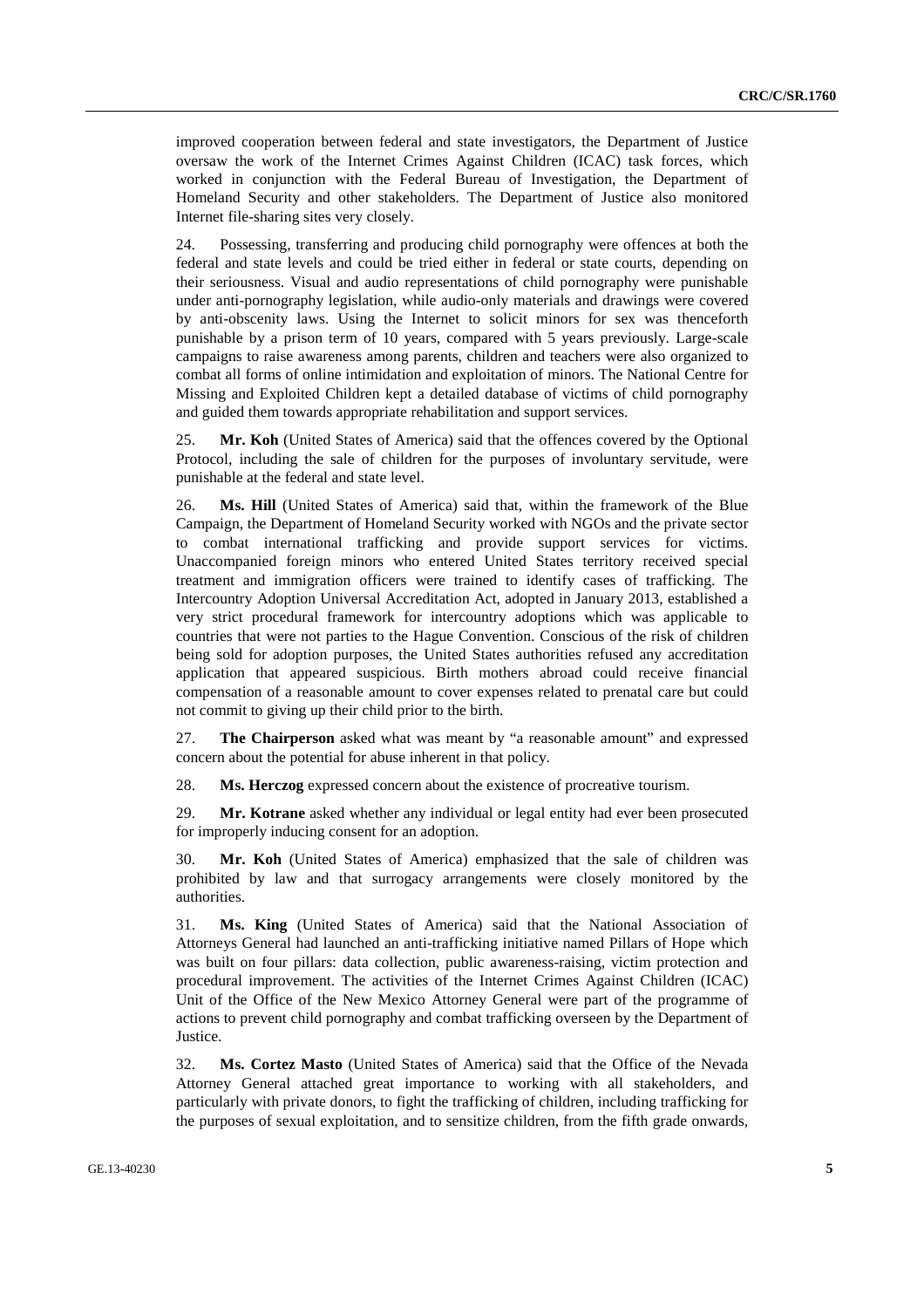improved cooperation between federal and state investigators, the Department of Justice oversaw the work of the Internet Crimes Against Children (ICAC) task forces, which worked in conjunction with the Federal Bureau of Investigation, the Department of Homeland Security and other stakeholders. The Department of Justice also monitored Internet file-sharing sites very closely.

24. Possessing, transferring and producing child pornography were offences at both the federal and state levels and could be tried either in federal or state courts, depending on their seriousness. Visual and audio representations of child pornography were punishable under anti-pornography legislation, while audio-only materials and drawings were covered by anti-obscenity laws. Using the Internet to solicit minors for sex was thenceforth punishable by a prison term of 10 years, compared with 5 years previously. Large-scale campaigns to raise awareness among parents, children and teachers were also organized to combat all forms of online intimidation and exploitation of minors. The National Centre for Missing and Exploited Children kept a detailed database of victims of child pornography and guided them towards appropriate rehabilitation and support services.

25. **Mr. Koh** (United States of America) said that the offences covered by the Optional Protocol, including the sale of children for the purposes of involuntary servitude, were punishable at the federal and state level.

26. **Ms. Hill** (United States of America) said that, within the framework of the Blue Campaign, the Department of Homeland Security worked with NGOs and the private sector to combat international trafficking and provide support services for victims. Unaccompanied foreign minors who entered United States territory received special treatment and immigration officers were trained to identify cases of trafficking. The Intercountry Adoption Universal Accreditation Act, adopted in January 2013, established a very strict procedural framework for intercountry adoptions which was applicable to countries that were not parties to the Hague Convention. Conscious of the risk of children being sold for adoption purposes, the United States authorities refused any accreditation application that appeared suspicious. Birth mothers abroad could receive financial compensation of a reasonable amount to cover expenses related to prenatal care but could not commit to giving up their child prior to the birth.

27. **The Chairperson** asked what was meant by "a reasonable amount" and expressed concern about the potential for abuse inherent in that policy.

28. **Ms. Herczog** expressed concern about the existence of procreative tourism.

29. **Mr. Kotrane** asked whether any individual or legal entity had ever been prosecuted for improperly inducing consent for an adoption.

30. **Mr. Koh** (United States of America) emphasized that the sale of children was prohibited by law and that surrogacy arrangements were closely monitored by the authorities.

31. **Ms. King** (United States of America) said that the National Association of Attorneys General had launched an anti-trafficking initiative named Pillars of Hope which was built on four pillars: data collection, public awareness-raising, victim protection and procedural improvement. The activities of the Internet Crimes Against Children (ICAC) Unit of the Office of the New Mexico Attorney General were part of the programme of actions to prevent child pornography and combat trafficking overseen by the Department of Justice.

32. **Ms. Cortez Masto** (United States of America) said that the Office of the Nevada Attorney General attached great importance to working with all stakeholders, and particularly with private donors, to fight the trafficking of children, including trafficking for the purposes of sexual exploitation, and to sensitize children, from the fifth grade onwards,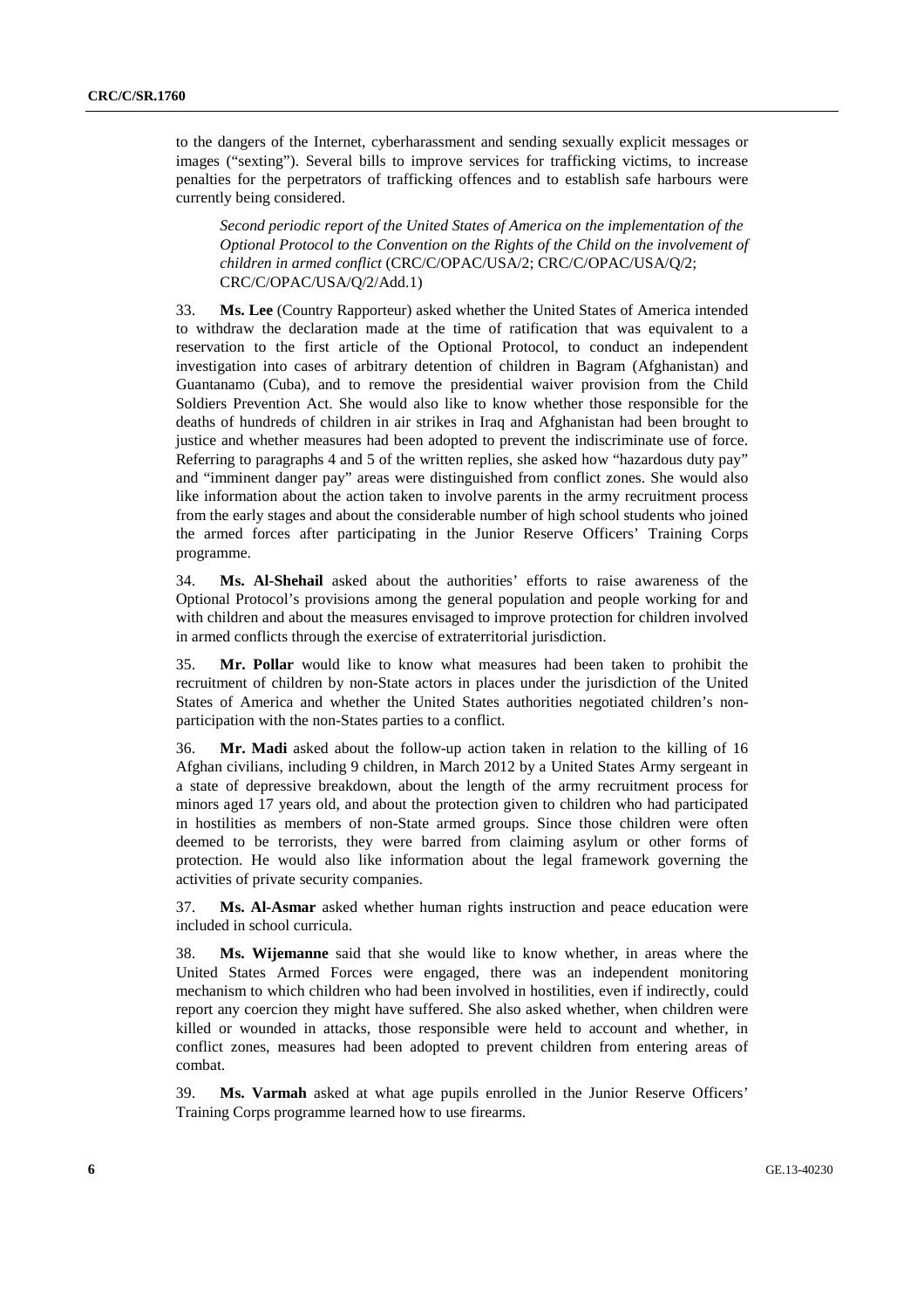to the dangers of the Internet, cyberharassment and sending sexually explicit messages or images ("sexting"). Several bills to improve services for trafficking victims, to increase penalties for the perpetrators of trafficking offences and to establish safe harbours were currently being considered.

*Second periodic report of the United States of America on the implementation of the Optional Protocol to the Convention on the Rights of the Child on the involvement of children in armed conflict* (CRC/C/OPAC/USA/2; CRC/C/OPAC/USA/Q/2; CRC/C/OPAC/USA/Q/2/Add.1)

33. **Ms. Lee** (Country Rapporteur) asked whether the United States of America intended to withdraw the declaration made at the time of ratification that was equivalent to a reservation to the first article of the Optional Protocol, to conduct an independent investigation into cases of arbitrary detention of children in Bagram (Afghanistan) and Guantanamo (Cuba), and to remove the presidential waiver provision from the Child Soldiers Prevention Act. She would also like to know whether those responsible for the deaths of hundreds of children in air strikes in Iraq and Afghanistan had been brought to justice and whether measures had been adopted to prevent the indiscriminate use of force. Referring to paragraphs 4 and 5 of the written replies, she asked how "hazardous duty pay" and "imminent danger pay" areas were distinguished from conflict zones. She would also like information about the action taken to involve parents in the army recruitment process from the early stages and about the considerable number of high school students who joined the armed forces after participating in the Junior Reserve Officers' Training Corps programme.

34. **Ms. Al-Shehail** asked about the authorities' efforts to raise awareness of the Optional Protocol's provisions among the general population and people working for and with children and about the measures envisaged to improve protection for children involved in armed conflicts through the exercise of extraterritorial jurisdiction.

35. **Mr. Pollar** would like to know what measures had been taken to prohibit the recruitment of children by non-State actors in places under the jurisdiction of the United States of America and whether the United States authorities negotiated children's non-participation with the non-States parties to a conflict.

36. **Mr. Madi** asked about the follow-up action taken in relation to the killing of 16 Afghan civilians, including 9 children, in March 2012 by a United States Army sergeant in a state of depressive breakdown, about the length of the army recruitment process for minors aged 17 years old, and about the protection given to children who had participated in hostilities as members of non-State armed groups. Since those children were often deemed to be terrorists, they were barred from claiming asylum or other forms of protection. He would also like information about the legal framework governing the activities of private security companies.

37. **Ms. Al-Asmar** asked whether human rights instruction and peace education were included in school curricula.

38. **Ms. Wijemanne** said that she would like to know whether, in areas where the United States Armed Forces were engaged, there was an independent monitoring mechanism to which children who had been involved in hostilities, even if indirectly, could report any coercion they might have suffered. She also asked whether, when children were killed or wounded in attacks, those responsible were held to account and whether, in conflict zones, measures had been adopted to prevent children from entering areas of combat.

39. **Ms. Varmah** asked at what age pupils enrolled in the Junior Reserve Officers' Training Corps programme learned how to use firearms.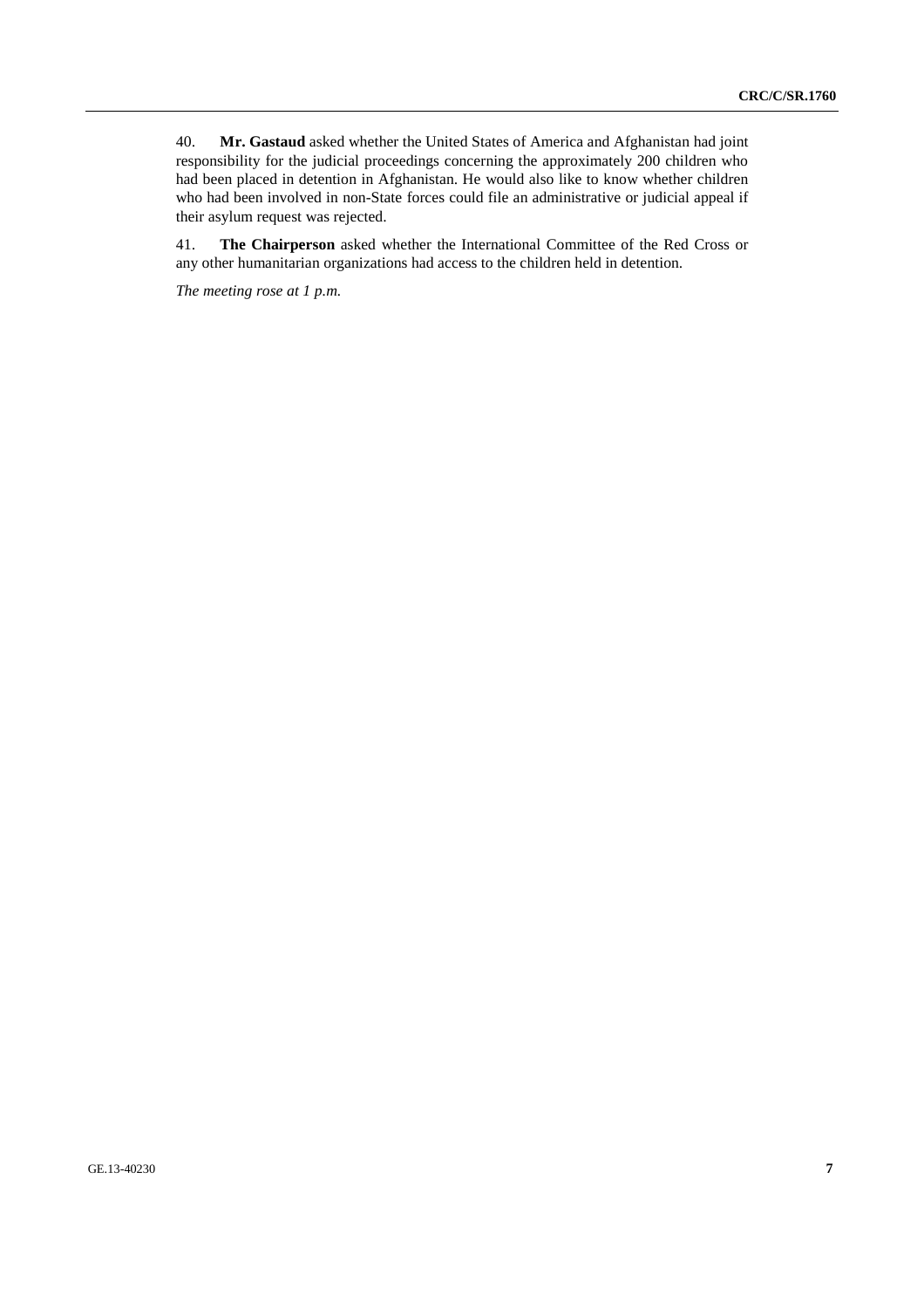40. **Mr. Gastaud** asked whether the United States of America and Afghanistan had joint responsibility for the judicial proceedings concerning the approximately 200 children who had been placed in detention in Afghanistan. He would also like to know whether children who had been involved in non-State forces could file an administrative or judicial appeal if their asylum request was rejected.

41. **The Chairperson** asked whether the International Committee of the Red Cross or any other humanitarian organizations had access to the children held in detention.

*The meeting rose at 1 p.m.*